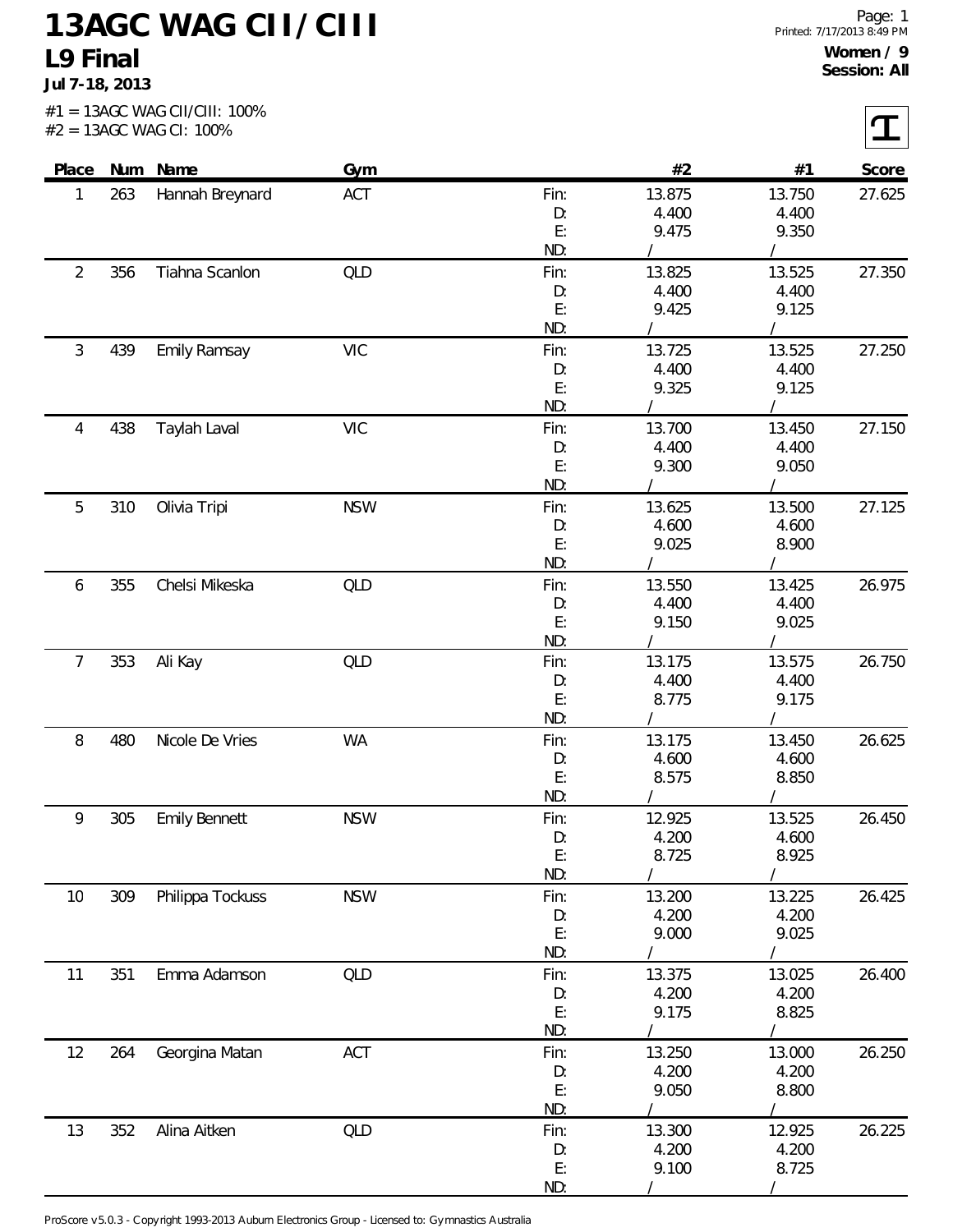# 13AGC WAG CII/CIII

## L9 Final

**Jul 7-18, 2013**

#1 = 13AGC WAG CII/CIII: 100%
#2 = 13AGC WAG CI: 100%

Page: 1
Printed: 7/17/2013 8:49 PM

**Women / 9**
**Session: All**

| Place | Num | Name | Gym | | #2 | #1 | Score |
|---|---|---|---|---|---|---|---|
| 1 | 263 | Hannah Breynard | ACT | Fin: | 13.875 | 13.750 | 27.625 |
| | | | | D: | 4.400 | 4.400 | |
| | | | | E: | 9.475 | 9.350 | |
| | | | | ND: | / | / | |
| 2 | 356 | Tiahna Scanlon | QLD | Fin: | 13.825 | 13.525 | 27.350 |
| | | | | D: | 4.400 | 4.400 | |
| | | | | E: | 9.425 | 9.125 | |
| | | | | ND: | / | / | |
| 3 | 439 | Emily Ramsay | VIC | Fin: | 13.725 | 13.525 | 27.250 |
| | | | | D: | 4.400 | 4.400 | |
| | | | | E: | 9.325 | 9.125 | |
| | | | | ND: | / | / | |
| 4 | 438 | Taylah Laval | VIC | Fin: | 13.700 | 13.450 | 27.150 |
| | | | | D: | 4.400 | 4.400 | |
| | | | | E: | 9.300 | 9.050 | |
| | | | | ND: | / | / | |
| 5 | 310 | Olivia Tripi | NSW | Fin: | 13.625 | 13.500 | 27.125 |
| | | | | D: | 4.600 | 4.600 | |
| | | | | E: | 9.025 | 8.900 | |
| | | | | ND: | / | / | |
| 6 | 355 | Chelsi Mikeska | QLD | Fin: | 13.550 | 13.425 | 26.975 |
| | | | | D: | 4.400 | 4.400 | |
| | | | | E: | 9.150 | 9.025 | |
| | | | | ND: | / | / | |
| 7 | 353 | Ali Kay | QLD | Fin: | 13.175 | 13.575 | 26.750 |
| | | | | D: | 4.400 | 4.400 | |
| | | | | E: | 8.775 | 9.175 | |
| | | | | ND: | / | / | |
| 8 | 480 | Nicole De Vries | WA | Fin: | 13.175 | 13.450 | 26.625 |
| | | | | D: | 4.600 | 4.600 | |
| | | | | E: | 8.575 | 8.850 | |
| | | | | ND: | / | / | |
| 9 | 305 | Emily Bennett | NSW | Fin: | 12.925 | 13.525 | 26.450 |
| | | | | D: | 4.200 | 4.600 | |
| | | | | E: | 8.725 | 8.925 | |
| | | | | ND: | / | / | |
| 10 | 309 | Philippa Tockuss | NSW | Fin: | 13.200 | 13.225 | 26.425 |
| | | | | D: | 4.200 | 4.200 | |
| | | | | E: | 9.000 | 9.025 | |
| | | | | ND: | / | / | |
| 11 | 351 | Emma Adamson | QLD | Fin: | 13.375 | 13.025 | 26.400 |
| | | | | D: | 4.200 | 4.200 | |
| | | | | E: | 9.175 | 8.825 | |
| | | | | ND: | / | / | |
| 12 | 264 | Georgina Matan | ACT | Fin: | 13.250 | 13.000 | 26.250 |
| | | | | D: | 4.200 | 4.200 | |
| | | | | E: | 9.050 | 8.800 | |
| | | | | ND: | / | / | |
| 13 | 352 | Alina Aitken | QLD | Fin: | 13.300 | 12.925 | 26.225 |
| | | | | D: | 4.200 | 4.200 | |
| | | | | E: | 9.100 | 8.725 | |
| | | | | ND: | / | / | |

ProScore v5.0.3 - Copyright 1993-2013 Auburn Electronics Group - Licensed to: Gymnastics Australia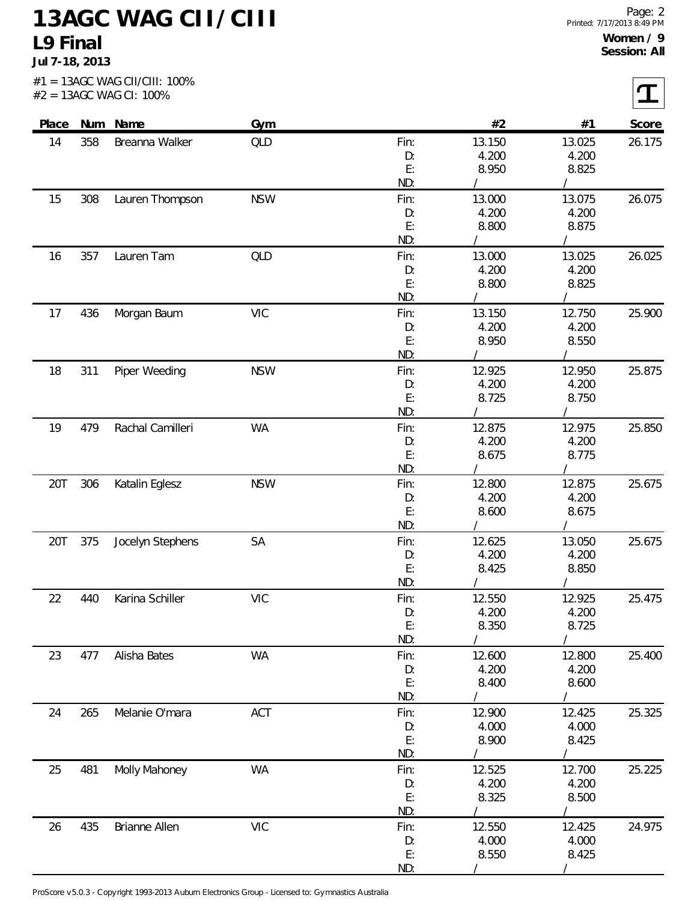# 13AGC WAG CII/CIII

## L9 Final

**Jul 7-18, 2013**

**Women / 9**
**Session: All**

#1 = 13AGC WAG CII/CIII: 100%
#2 = 13AGC WAG CI: 100%

| Place | Num | Name | Gym | | #2 | #1 | Score |
|---|---|---|---|---|---|---|---|
| 14 | 358 | Breanna Walker | QLD | Fin: | 13.150 | 13.025 | 26.175 |
| | | | | D: | 4.200 | 4.200 | |
| | | | | E: | 8.950 | 8.825 | |
| | | | | ND: | / | / | |
| 15 | 308 | Lauren Thompson | NSW | Fin: | 13.000 | 13.075 | 26.075 |
| | | | | D: | 4.200 | 4.200 | |
| | | | | E: | 8.800 | 8.875 | |
| | | | | ND: | / | / | |
| 16 | 357 | Lauren Tam | QLD | Fin: | 13.000 | 13.025 | 26.025 |
| | | | | D: | 4.200 | 4.200 | |
| | | | | E: | 8.800 | 8.825 | |
| | | | | ND: | / | / | |
| 17 | 436 | Morgan Baum | VIC | Fin: | 13.150 | 12.750 | 25.900 |
| | | | | D: | 4.200 | 4.200 | |
| | | | | E: | 8.950 | 8.550 | |
| | | | | ND: | / | / | |
| 18 | 311 | Piper Weeding | NSW | Fin: | 12.925 | 12.950 | 25.875 |
| | | | | D: | 4.200 | 4.200 | |
| | | | | E: | 8.725 | 8.750 | |
| | | | | ND: | / | / | |
| 19 | 479 | Rachal Camilleri | WA | Fin: | 12.875 | 12.975 | 25.850 |
| | | | | D: | 4.200 | 4.200 | |
| | | | | E: | 8.675 | 8.775 | |
| | | | | ND: | / | / | |
| 20T | 306 | Katalin Eglesz | NSW | Fin: | 12.800 | 12.875 | 25.675 |
| | | | | D: | 4.200 | 4.200 | |
| | | | | E: | 8.600 | 8.675 | |
| | | | | ND: | / | / | |
| 20T | 375 | Jocelyn Stephens | SA | Fin: | 12.625 | 13.050 | 25.675 |
| | | | | D: | 4.200 | 4.200 | |
| | | | | E: | 8.425 | 8.850 | |
| | | | | ND: | / | / | |
| 22 | 440 | Karina Schiller | VIC | Fin: | 12.550 | 12.925 | 25.475 |
| | | | | D: | 4.200 | 4.200 | |
| | | | | E: | 8.350 | 8.725 | |
| | | | | ND: | / | / | |
| 23 | 477 | Alisha Bates | WA | Fin: | 12.600 | 12.800 | 25.400 |
| | | | | D: | 4.200 | 4.200 | |
| | | | | E: | 8.400 | 8.600 | |
| | | | | ND: | / | / | |
| 24 | 265 | Melanie O'mara | ACT | Fin: | 12.900 | 12.425 | 25.325 |
| | | | | D: | 4.000 | 4.000 | |
| | | | | E: | 8.900 | 8.425 | |
| | | | | ND: | / | / | |
| 25 | 481 | Molly Mahoney | WA | Fin: | 12.525 | 12.700 | 25.225 |
| | | | | D: | 4.200 | 4.200 | |
| | | | | E: | 8.325 | 8.500 | |
| | | | | ND: | / | / | |
| 26 | 435 | Brianne Allen | VIC | Fin: | 12.550 | 12.425 | 24.975 |
| | | | | D: | 4.000 | 4.000 | |
| | | | | E: | 8.550 | 8.425 | |
| | | | | ND: | / | / | |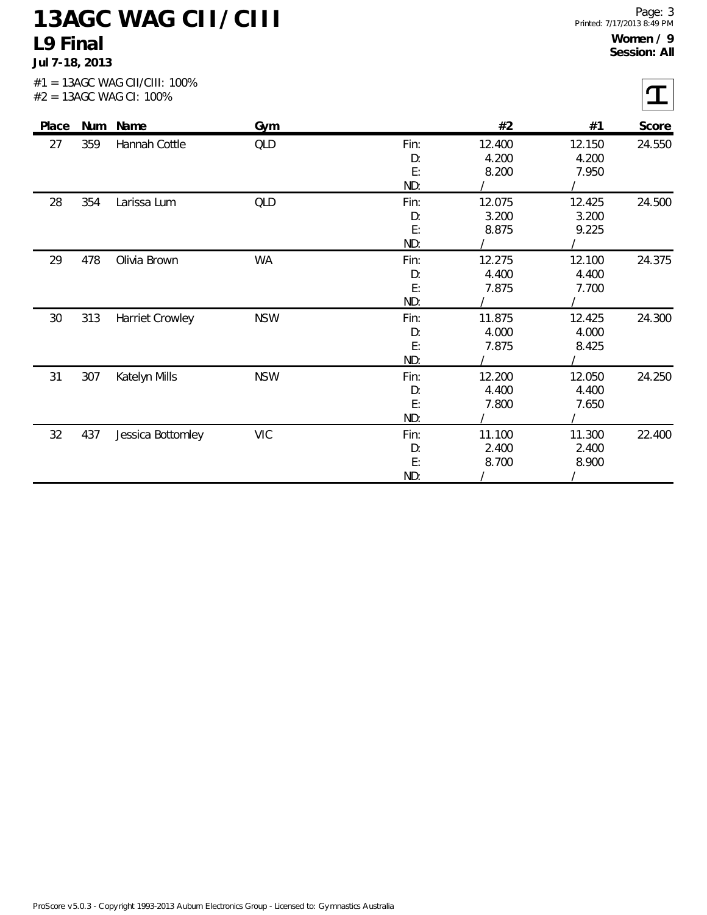# 13AGC WAG CII/CIII

## L9 Final

**Jul 7-18, 2013**

#1 = 13AGC WAG CII/CIII: 100%
#2 = 13AGC WAG CI: 100%

**Women / 9**
**Session: All**

| Place | Num | Name | Gym | | #2 | #1 | Score |
|---|---|---|---|---|---|---|---|
| 27 | 359 | Hannah Cottle | QLD | Fin: | 12.400 | 12.150 | 24.550 |
| | | | | D: | 4.200 | 4.200 | |
| | | | | E: | 8.200 | 7.950 | |
| | | | | ND: | / | / | |
| 28 | 354 | Larissa Lum | QLD | Fin: | 12.075 | 12.425 | 24.500 |
| | | | | D: | 3.200 | 3.200 | |
| | | | | E: | 8.875 | 9.225 | |
| | | | | ND: | / | / | |
| 29 | 478 | Olivia Brown | WA | Fin: | 12.275 | 12.100 | 24.375 |
| | | | | D: | 4.400 | 4.400 | |
| | | | | E: | 7.875 | 7.700 | |
| | | | | ND: | / | / | |
| 30 | 313 | Harriet Crowley | NSW | Fin: | 11.875 | 12.425 | 24.300 |
| | | | | D: | 4.000 | 4.000 | |
| | | | | E: | 7.875 | 8.425 | |
| | | | | ND: | / | / | |
| 31 | 307 | Katelyn Mills | NSW | Fin: | 12.200 | 12.050 | 24.250 |
| | | | | D: | 4.400 | 4.400 | |
| | | | | E: | 7.800 | 7.650 | |
| | | | | ND: | / | / | |
| 32 | 437 | Jessica Bottomley | VIC | Fin: | 11.100 | 11.300 | 22.400 |
| | | | | D: | 2.400 | 2.400 | |
| | | | | E: | 8.700 | 8.900 | |
| | | | | ND: | / | / | |